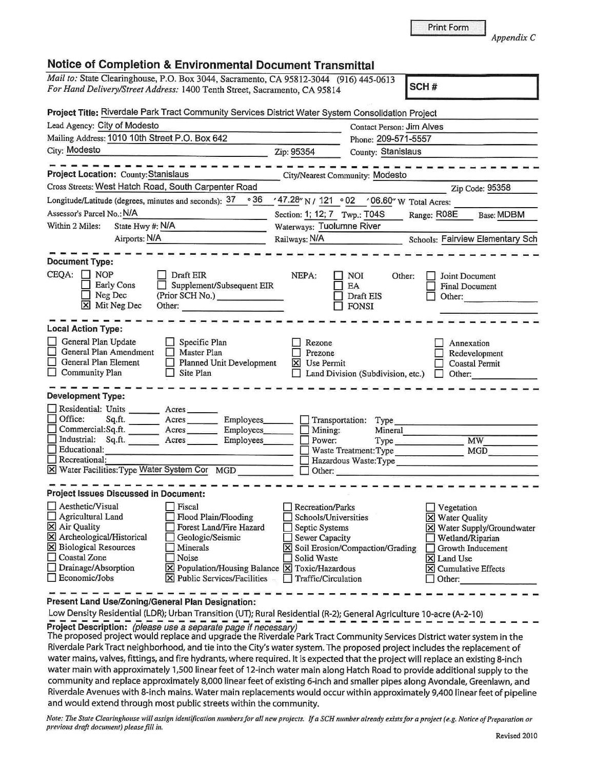Print Form

*Appendix C*

## Notice of Completion & Environmental Document Transmittal

*Mail to:* State Clearinghouse, P.O. Box 3044, Sacramento, CA 95812-3044 (916) 445-0613
*For Hand Delivery/Street Address:* 1400 Tenth Street, Sacramento, CA 95814

**SCH #**

**Project Title:** Riverdale Park Tract Community Services District Water System Consolidation Project

Lead Agency: City of Modesto
Contact Person: Jim Alves
Mailing Address: 1010 10th Street P.O. Box 642
Phone: 209-571-5557
City: Modesto
Zip: 95354
County: Stanislaus

---

**Project Location:** County: Stanislaus
City/Nearest Community: Modesto
Cross Streets: West Hatch Road, South Carpenter Road
Zip Code: 95358
Longitude/Latitude (degrees, minutes and seconds): 37 °36 ′47.28″ N / 121 °02 ′06.60″ W Total Acres:
Assessor's Parcel No.: N/A
Section: 1; 12; 7 Twp.: T04S Range: R08E Base: MDBM
Within 2 Miles: State Hwy #: N/A
Waterways: Tuolumne River
Airports: N/A
Railways: N/A
Schools: Fairview Elementary Sch

---

**Document Type:**

CEQA:
- [ ] NOP
- [ ] Early Cons
- [ ] Neg Dec
- [x] Mit Neg Dec
- [ ] Draft EIR
- [ ] Supplement/Subsequent EIR (Prior SCH No.) ________
- Other: ________

NEPA:
- [ ] NOI
- [ ] EA
- [ ] Draft EIS
- [ ] FONSI

Other:
- [ ] Joint Document
- [ ] Final Document
- [ ] Other: ________

---

**Local Action Type:**

- [ ] General Plan Update
- [ ] General Plan Amendment
- [ ] General Plan Element
- [ ] Community Plan
- [ ] Specific Plan
- [ ] Master Plan
- [ ] Planned Unit Development
- [ ] Site Plan
- [ ] Rezone
- [ ] Prezone
- [x] Use Permit
- [ ] Land Division (Subdivision, etc.)
- [ ] Annexation
- [ ] Redevelopment
- [ ] Coastal Permit
- [ ] Other: ________

---

**Development Type:**

- [ ] Residential: Units ______ Acres ______
- [ ] Office: Sq.ft. ______ Acres ______ Employees ______
- [ ] Commercial: Sq.ft. ______ Acres ______ Employees ______
- [ ] Industrial: Sq.ft. ______ Acres ______ Employees ______
- [ ] Educational: ________
- [ ] Recreational: ________
- [x] Water Facilities: Type Water System Cor MGD ______
- [ ] Transportation: Type ________
- [ ] Mining: Mineral ________
- [ ] Power: Type ________ MW ______
- [ ] Waste Treatment: Type ________ MGD ______
- [ ] Hazardous Waste: Type ________
- [ ] Other: ________

---

**Project Issues Discussed in Document:**

- [ ] Aesthetic/Visual
- [ ] Agricultural Land
- [x] Air Quality
- [x] Archeological/Historical
- [x] Biological Resources
- [ ] Coastal Zone
- [ ] Drainage/Absorption
- [ ] Economic/Jobs
- [ ] Fiscal
- [ ] Flood Plain/Flooding
- [ ] Forest Land/Fire Hazard
- [ ] Geologic/Seismic
- [ ] Minerals
- [ ] Noise
- [x] Population/Housing Balance
- [x] Public Services/Facilities
- [ ] Recreation/Parks
- [ ] Schools/Universities
- [ ] Septic Systems
- [ ] Sewer Capacity
- [x] Soil Erosion/Compaction/Grading
- [ ] Solid Waste
- [x] Toxic/Hazardous
- [ ] Traffic/Circulation
- [ ] Vegetation
- [x] Water Quality
- [x] Water Supply/Groundwater
- [ ] Wetland/Riparian
- [ ] Growth Inducement
- [x] Land Use
- [x] Cumulative Effects
- [ ] Other: ________

---

**Present Land Use/Zoning/General Plan Designation:**

Low Density Residential (LDR); Urban Transition (UT); Rural Residential (R-2); General Agriculture 10-acre (A-2-10)

---

**Project Description:** *(please use a separate page if necessary)*

The proposed project would replace and upgrade the Riverdale Park Tract Community Services District water system in the Riverdale Park Tract neighborhood, and tie into the City's water system. The proposed project includes the replacement of water mains, valves, fittings, and fire hydrants, where required. It is expected that the project will replace an existing 8-inch water main with approximately 1,500 linear feet of 12-inch water main along Hatch Road to provide additional supply to the community and replace approximately 8,000 linear feet of existing 6-inch and smaller pipes along Avondale, Greenlawn, and Riverdale Avenues with 8-inch mains. Water main replacements would occur within approximately 9,400 linear feet of pipeline and would extend through most public streets within the community.

*Note: The State Clearinghouse will assign identification numbers for all new projects. If a SCH number already exists for a project (e.g. Notice of Preparation or previous draft document) please fill in.*

Revised 2010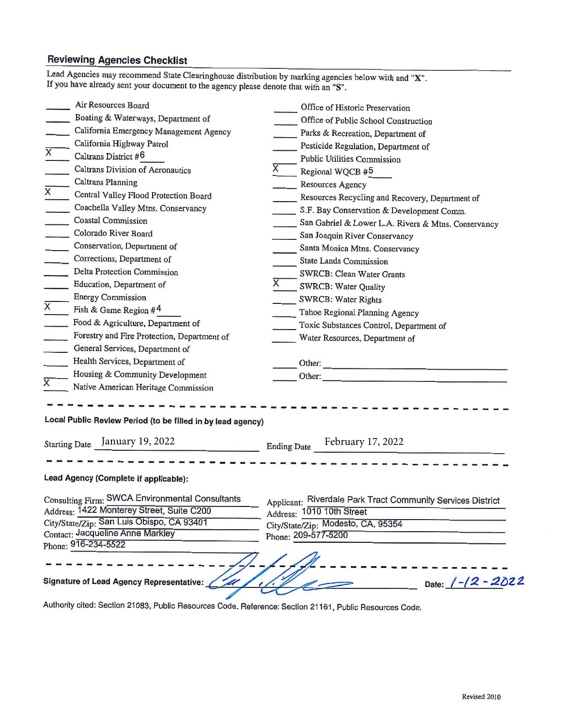## Reviewing Agencies Checklist

Lead Agencies may recommend State Clearinghouse distribution by marking agencies below with and "X".
If you have already sent your document to the agency please denote that with an "S".

- \_\_\_\_ Air Resources Board
- \_\_\_\_ Boating & Waterways, Department of
- \_\_\_\_ California Emergency Management Agency
- \_\_\_\_ California Highway Patrol
- X Caltrans District #6
- \_\_\_\_ Caltrans Division of Aeronautics
- \_\_\_\_ Caltrans Planning
- X Central Valley Flood Protection Board
- \_\_\_\_ Coachella Valley Mtns. Conservancy
- \_\_\_\_ Coastal Commission
- \_\_\_\_ Colorado River Board
- \_\_\_\_ Conservation, Department of
- \_\_\_\_ Corrections, Department of
- \_\_\_\_ Delta Protection Commission
- \_\_\_\_ Education, Department of
- \_\_\_\_ Energy Commission
- X Fish & Game Region #4
- \_\_\_\_ Food & Agriculture, Department of
- \_\_\_\_ Forestry and Fire Protection, Department of
- \_\_\_\_ General Services, Department of
- \_\_\_\_ Health Services, Department of
- \_\_\_\_ Housing & Community Development
- X Native American Heritage Commission
- \_\_\_\_ Office of Historic Preservation
- \_\_\_\_ Office of Public School Construction
- \_\_\_\_ Parks & Recreation, Department of
- \_\_\_\_ Pesticide Regulation, Department of
- \_\_\_\_ Public Utilities Commission
- X Regional WQCB #5
- \_\_\_\_ Resources Agency
- \_\_\_\_ Resources Recycling and Recovery, Department of
- \_\_\_\_ S.F. Bay Conservation & Development Comm.
- \_\_\_\_ San Gabriel & Lower L.A. Rivers & Mtns. Conservancy
- \_\_\_\_ San Joaquin River Conservancy
- \_\_\_\_ Santa Monica Mtns. Conservancy
- \_\_\_\_ State Lands Commission
- \_\_\_\_ SWRCB: Clean Water Grants
- X SWRCB: Water Quality
- \_\_\_\_ SWRCB: Water Rights
- \_\_\_\_ Tahoe Regional Planning Agency
- \_\_\_\_ Toxic Substances Control, Department of
- \_\_\_\_ Water Resources, Department of
- \_\_\_\_ Other: \_\_\_\_\_\_\_\_
- \_\_\_\_ Other: \_\_\_\_\_\_\_\_

---

**Local Public Review Period (to be filled in by lead agency)**

Starting Date: January 19, 2022  Ending Date: February 17, 2022

---

**Lead Agency (Complete if applicable):**

Consulting Firm: SWCA Environmental Consultants
Address: 1422 Monterey Street, Suite C200
City/State/Zip: San Luis Obispo, CA 93401
Contact: Jacqueline Anne Markley
Phone: 916-234-5522

Applicant: Riverdale Park Tract Community Services District
Address: 1010 10th Street
City/State/Zip: Modesto, CA, 95354
Phone: 209-577-5200

---

**Signature of Lead Agency Representative:** [signature]  Date: 1-12-2022

Authority cited: Section 21083, Public Resources Code. Reference: Section 21161, Public Resources Code.

Revised 2010